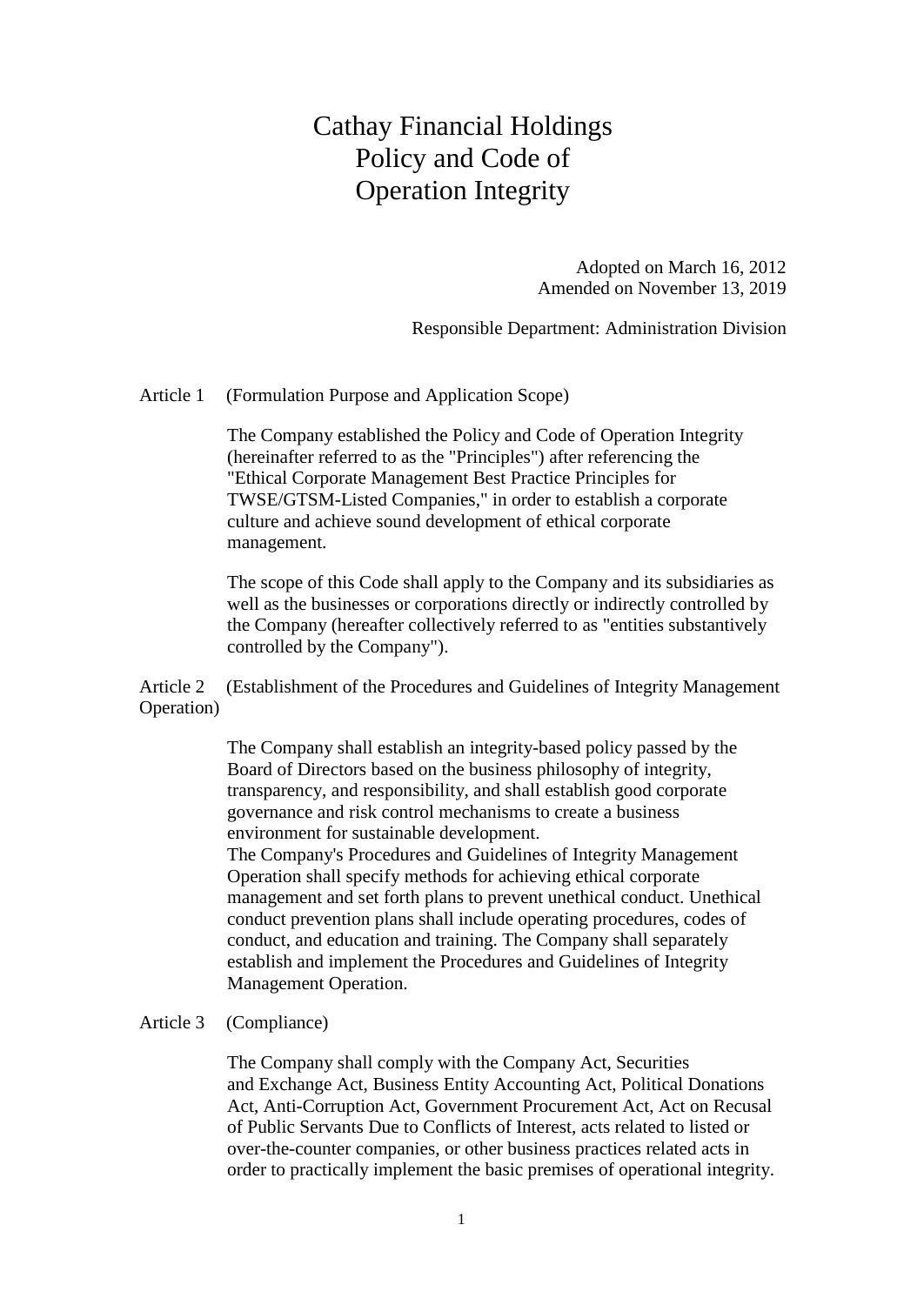# Cathay Financial Holdings Policy and Code of Operation Integrity

Adopted on March 16, 2012
Amended on November 13, 2019

Responsible Department: Administration Division

Article 1 (Formulation Purpose and Application Scope)

The Company established the Policy and Code of Operation Integrity (hereinafter referred to as the "Principles") after referencing the "Ethical Corporate Management Best Practice Principles for TWSE/GTSM-Listed Companies," in order to establish a corporate culture and achieve sound development of ethical corporate management.

The scope of this Code shall apply to the Company and its subsidiaries as well as the businesses or corporations directly or indirectly controlled by the Company (hereafter collectively referred to as "entities substantively controlled by the Company").

Article 2 (Establishment of the Procedures and Guidelines of Integrity Management Operation)

The Company shall establish an integrity-based policy passed by the Board of Directors based on the business philosophy of integrity, transparency, and responsibility, and shall establish good corporate governance and risk control mechanisms to create a business environment for sustainable development.
The Company's Procedures and Guidelines of Integrity Management Operation shall specify methods for achieving ethical corporate management and set forth plans to prevent unethical conduct. Unethical conduct prevention plans shall include operating procedures, codes of conduct, and education and training. The Company shall separately establish and implement the Procedures and Guidelines of Integrity Management Operation.

Article 3 (Compliance)

The Company shall comply with the Company Act, Securities and Exchange Act, Business Entity Accounting Act, Political Donations Act, Anti-Corruption Act, Government Procurement Act, Act on Recusal of Public Servants Due to Conflicts of Interest, acts related to listed or over-the-counter companies, or other business practices related acts in order to practically implement the basic premises of operational integrity.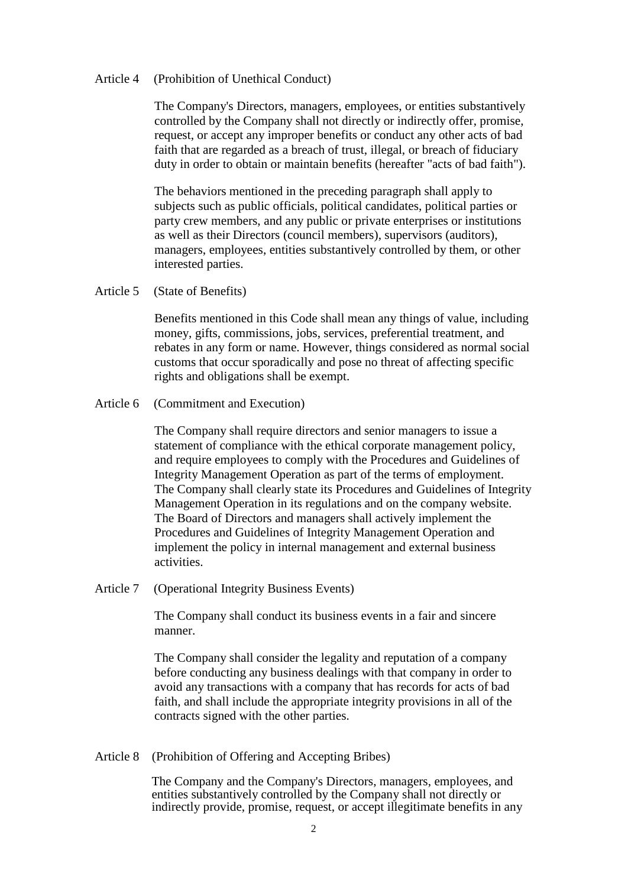Article 4 (Prohibition of Unethical Conduct)

The Company's Directors, managers, employees, or entities substantively controlled by the Company shall not directly or indirectly offer, promise, request, or accept any improper benefits or conduct any other acts of bad faith that are regarded as a breach of trust, illegal, or breach of fiduciary duty in order to obtain or maintain benefits (hereafter "acts of bad faith").

The behaviors mentioned in the preceding paragraph shall apply to subjects such as public officials, political candidates, political parties or party crew members, and any public or private enterprises or institutions as well as their Directors (council members), supervisors (auditors), managers, employees, entities substantively controlled by them, or other interested parties.

Article 5 (State of Benefits)

Benefits mentioned in this Code shall mean any things of value, including money, gifts, commissions, jobs, services, preferential treatment, and rebates in any form or name. However, things considered as normal social customs that occur sporadically and pose no threat of affecting specific rights and obligations shall be exempt.

Article 6 (Commitment and Execution)

The Company shall require directors and senior managers to issue a statement of compliance with the ethical corporate management policy, and require employees to comply with the Procedures and Guidelines of Integrity Management Operation as part of the terms of employment. The Company shall clearly state its Procedures and Guidelines of Integrity Management Operation in its regulations and on the company website. The Board of Directors and managers shall actively implement the Procedures and Guidelines of Integrity Management Operation and implement the policy in internal management and external business activities.

Article 7 (Operational Integrity Business Events)

The Company shall conduct its business events in a fair and sincere manner.

The Company shall consider the legality and reputation of a company before conducting any business dealings with that company in order to avoid any transactions with a company that has records for acts of bad faith, and shall include the appropriate integrity provisions in all of the contracts signed with the other parties.

Article 8 (Prohibition of Offering and Accepting Bribes)

The Company and the Company's Directors, managers, employees, and entities substantively controlled by the Company shall not directly or indirectly provide, promise, request, or accept illegitimate benefits in any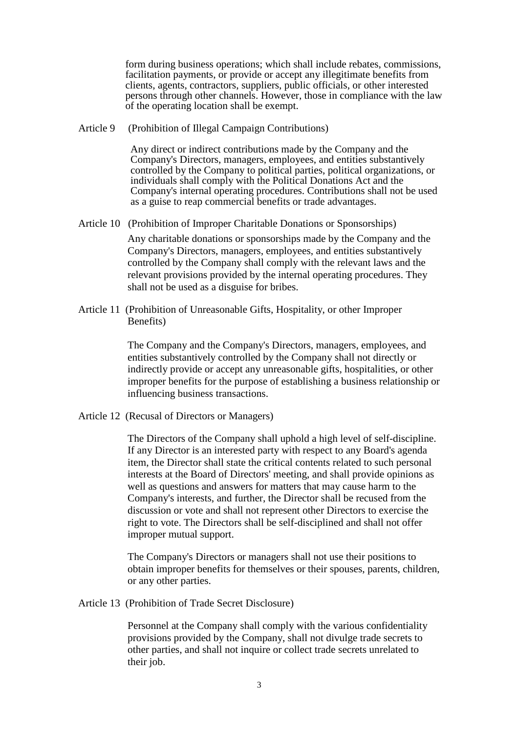form during business operations; which shall include rebates, commissions, facilitation payments, or provide or accept any illegitimate benefits from clients, agents, contractors, suppliers, public officials, or other interested persons through other channels. However, those in compliance with the law of the operating location shall be exempt.

Article 9 (Prohibition of Illegal Campaign Contributions)

Any direct or indirect contributions made by the Company and the Company's Directors, managers, employees, and entities substantively controlled by the Company to political parties, political organizations, or individuals shall comply with the Political Donations Act and the Company's internal operating procedures. Contributions shall not be used as a guise to reap commercial benefits or trade advantages.

Article 10 (Prohibition of Improper Charitable Donations or Sponsorships)

Any charitable donations or sponsorships made by the Company and the Company's Directors, managers, employees, and entities substantively controlled by the Company shall comply with the relevant laws and the relevant provisions provided by the internal operating procedures. They shall not be used as a disguise for bribes.

Article 11 (Prohibition of Unreasonable Gifts, Hospitality, or other Improper Benefits)

The Company and the Company's Directors, managers, employees, and entities substantively controlled by the Company shall not directly or indirectly provide or accept any unreasonable gifts, hospitalities, or other improper benefits for the purpose of establishing a business relationship or influencing business transactions.

Article 12 (Recusal of Directors or Managers)

The Directors of the Company shall uphold a high level of self-discipline. If any Director is an interested party with respect to any Board's agenda item, the Director shall state the critical contents related to such personal interests at the Board of Directors' meeting, and shall provide opinions as well as questions and answers for matters that may cause harm to the Company's interests, and further, the Director shall be recused from the discussion or vote and shall not represent other Directors to exercise the right to vote. The Directors shall be self-disciplined and shall not offer improper mutual support.

The Company's Directors or managers shall not use their positions to obtain improper benefits for themselves or their spouses, parents, children, or any other parties.

Article 13 (Prohibition of Trade Secret Disclosure)

Personnel at the Company shall comply with the various confidentiality provisions provided by the Company, shall not divulge trade secrets to other parties, and shall not inquire or collect trade secrets unrelated to their job.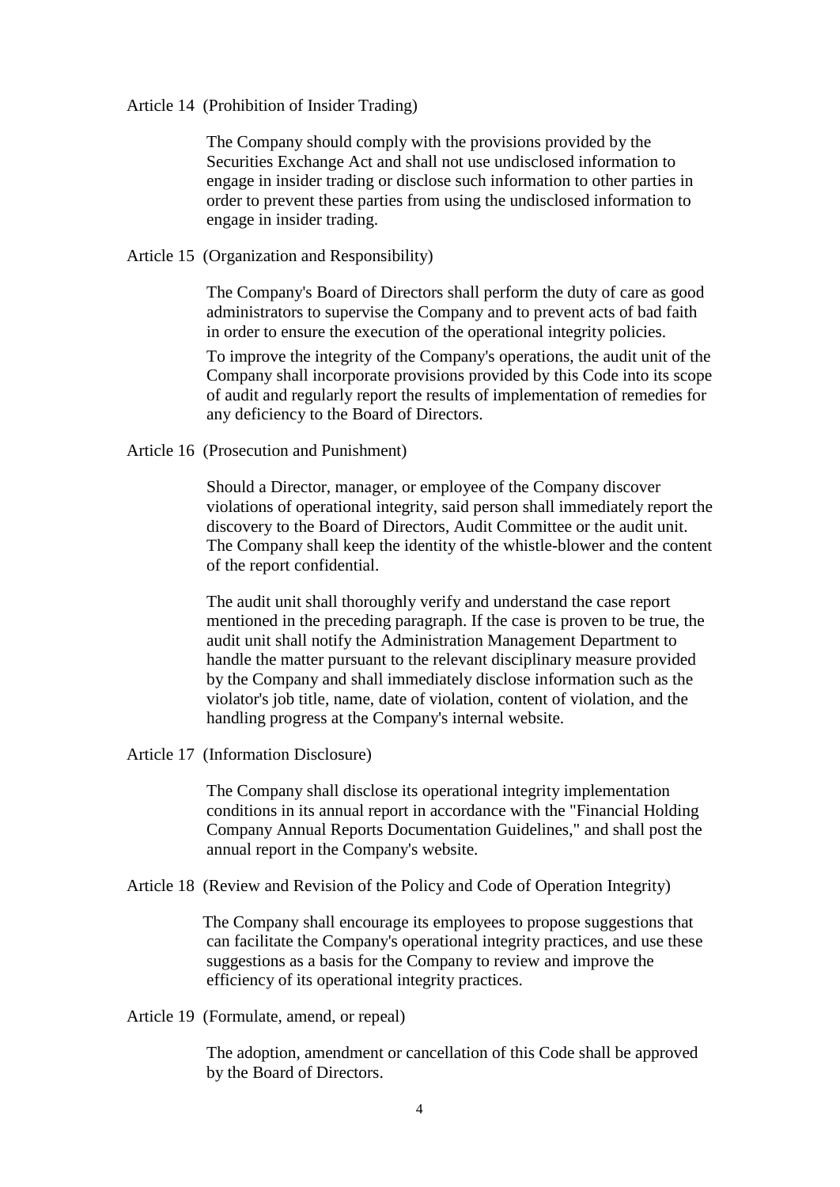Article 14 (Prohibition of Insider Trading)

The Company should comply with the provisions provided by the Securities Exchange Act and shall not use undisclosed information to engage in insider trading or disclose such information to other parties in order to prevent these parties from using the undisclosed information to engage in insider trading.

Article 15 (Organization and Responsibility)

The Company's Board of Directors shall perform the duty of care as good administrators to supervise the Company and to prevent acts of bad faith in order to ensure the execution of the operational integrity policies.

To improve the integrity of the Company's operations, the audit unit of the Company shall incorporate provisions provided by this Code into its scope of audit and regularly report the results of implementation of remedies for any deficiency to the Board of Directors.

Article 16 (Prosecution and Punishment)

Should a Director, manager, or employee of the Company discover violations of operational integrity, said person shall immediately report the discovery to the Board of Directors, Audit Committee or the audit unit. The Company shall keep the identity of the whistle-blower and the content of the report confidential.

The audit unit shall thoroughly verify and understand the case report mentioned in the preceding paragraph. If the case is proven to be true, the audit unit shall notify the Administration Management Department to handle the matter pursuant to the relevant disciplinary measure provided by the Company and shall immediately disclose information such as the violator's job title, name, date of violation, content of violation, and the handling progress at the Company's internal website.

Article 17 (Information Disclosure)

The Company shall disclose its operational integrity implementation conditions in its annual report in accordance with the "Financial Holding Company Annual Reports Documentation Guidelines," and shall post the annual report in the Company's website.

Article 18 (Review and Revision of the Policy and Code of Operation Integrity)

The Company shall encourage its employees to propose suggestions that can facilitate the Company's operational integrity practices, and use these suggestions as a basis for the Company to review and improve the efficiency of its operational integrity practices.

Article 19 (Formulate, amend, or repeal)

The adoption, amendment or cancellation of this Code shall be approved by the Board of Directors.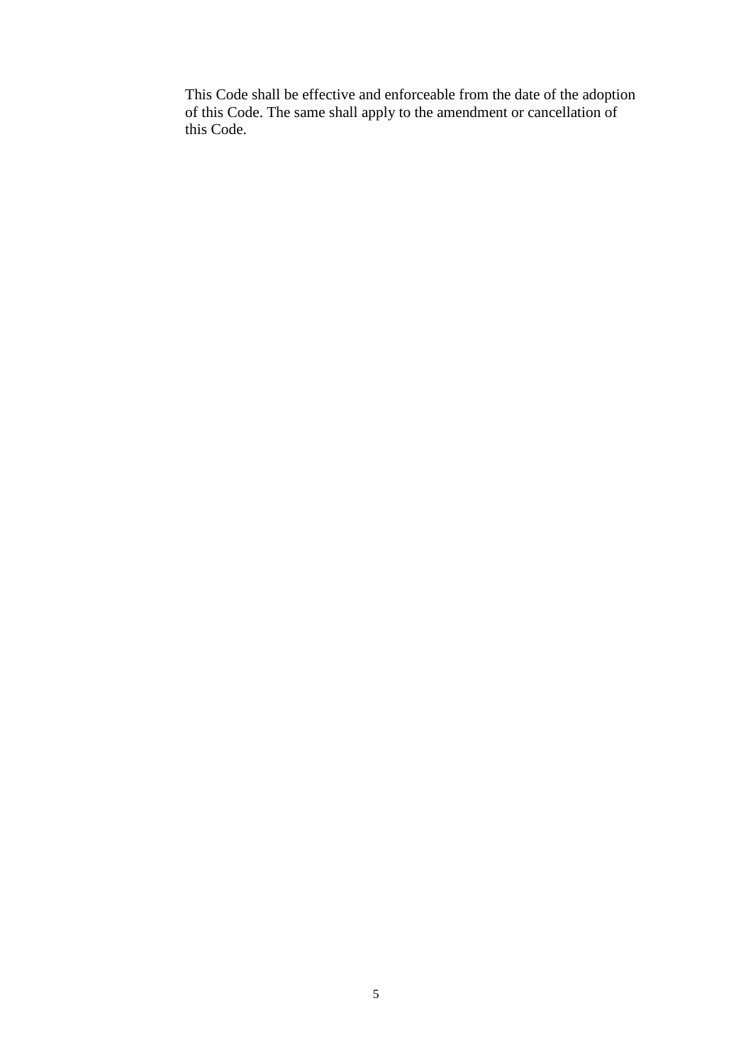This Code shall be effective and enforceable from the date of the adoption of this Code. The same shall apply to the amendment or cancellation of this Code.